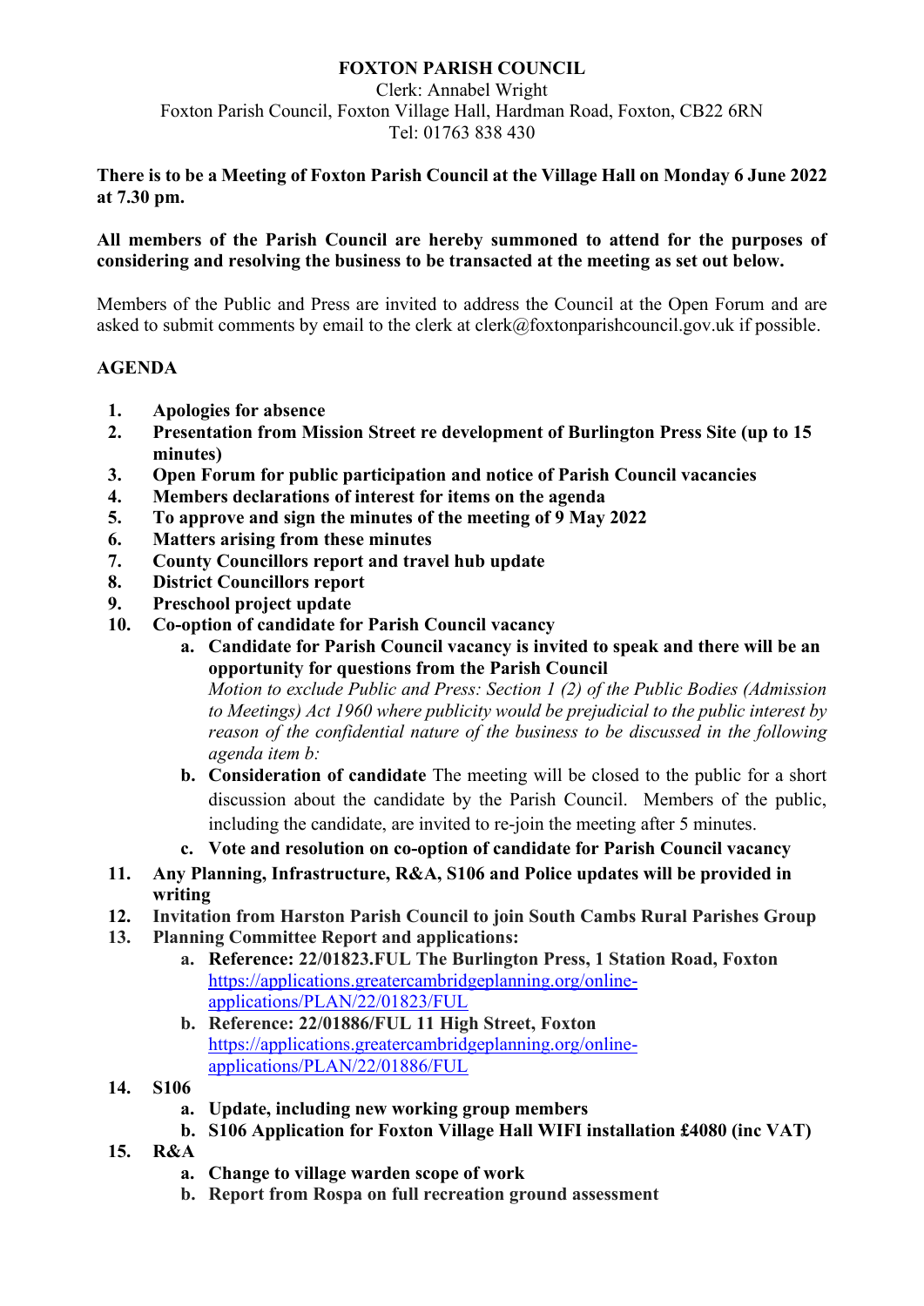**FOXTON PARISH COUNCIL**

Clerk: Annabel Wright
Foxton Parish Council, Foxton Village Hall, Hardman Road, Foxton, CB22 6RN
Tel: 01763 838 430

**There is to be a Meeting of Foxton Parish Council at the Village Hall on Monday 6 June 2022 at 7.30 pm.**

**All members of the Parish Council are hereby summoned to attend for the purposes of considering and resolving the business to be transacted at the meeting as set out below.**

Members of the Public and Press are invited to address the Council at the Open Forum and are asked to submit comments by email to the clerk at clerk@foxtonparishcouncil.gov.uk if possible.

**AGENDA**

1. **Apologies for absence**
2. **Presentation from Mission Street re development of Burlington Press Site (up to 15 minutes)**
3. **Open Forum for public participation and notice of Parish Council vacancies**
4. **Members declarations of interest for items on the agenda**
5. **To approve and sign the minutes of the meeting of 9 May 2022**
6. **Matters arising from these minutes**
7. **County Councillors report and travel hub update**
8. **District Councillors report**
9. **Preschool project update**
10. **Co-option of candidate for Parish Council vacancy**
    a. **Candidate for Parish Council vacancy is invited to speak and there will be an opportunity for questions from the Parish Council**
    *Motion to exclude Public and Press: Section 1 (2) of the Public Bodies (Admission to Meetings) Act 1960 where publicity would be prejudicial to the public interest by reason of the confidential nature of the business to be discussed in the following agenda item b:*
    b. **Consideration of candidate** The meeting will be closed to the public for a short discussion about the candidate by the Parish Council. Members of the public, including the candidate, are invited to re-join the meeting after 5 minutes.
    c. **Vote and resolution on co-option of candidate for Parish Council vacancy**
11. **Any Planning, Infrastructure, R&A, S106 and Police updates will be provided in writing**
12. **Invitation from Harston Parish Council to join South Cambs Rural Parishes Group**
13. **Planning Committee Report and applications:**
    a. **Reference: 22/01823.FUL The Burlington Press, 1 Station Road, Foxton**
    [https://applications.greatercambridgeplanning.org/online-applications/PLAN/22/01823/FUL](https://applications.greatercambridgeplanning.org/online-applications/PLAN/22/01823/FUL)
    b. **Reference: 22/01886/FUL 11 High Street, Foxton**
    [https://applications.greatercambridgeplanning.org/online-applications/PLAN/22/01886/FUL](https://applications.greatercambridgeplanning.org/online-applications/PLAN/22/01886/FUL)
14. **S106**
    a. **Update, including new working group members**
    b. **S106 Application for Foxton Village Hall WIFI installation £4080 (inc VAT)**
15. **R&A**
    a. **Change to village warden scope of work**
    b. **Report from Rospa on full recreation ground assessment**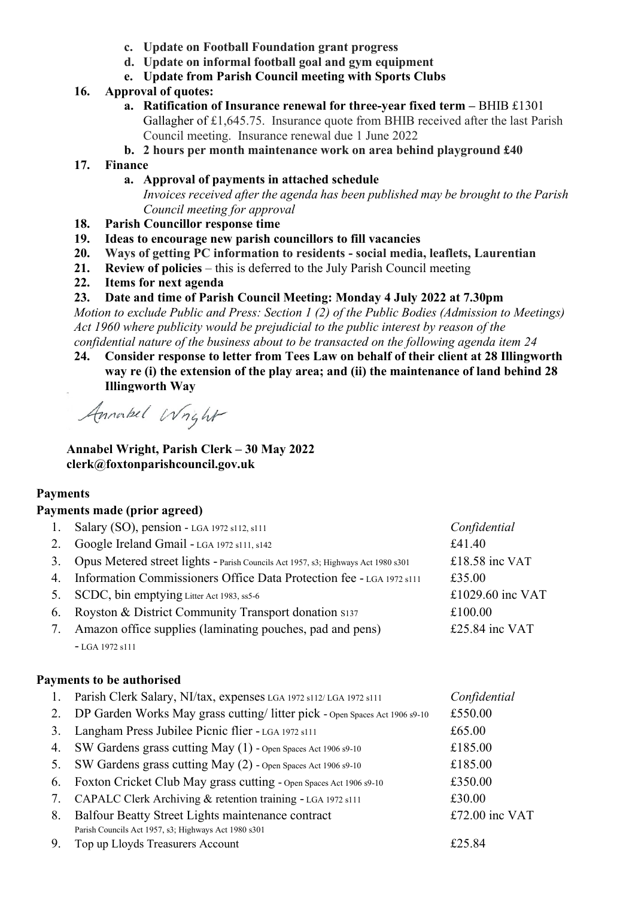- c. **Update on Football Foundation grant progress**
- d. **Update on informal football goal and gym equipment**
- e. **Update from Parish Council meeting with Sports Clubs**

16. **Approval of quotes:**
    - a. **Ratification of Insurance renewal for three-year fixed term –** BHIB £1301 Gallagher of £1,645.75. Insurance quote from BHIB received after the last Parish Council meeting. Insurance renewal due 1 June 2022
    - b. **2 hours per month maintenance work on area behind playground £40**
17. **Finance**
    - a. **Approval of payments in attached schedule**
      *Invoices received after the agenda has been published may be brought to the Parish Council meeting for approval*
18. **Parish Councillor response time**
19. **Ideas to encourage new parish councillors to fill vacancies**
20. **Ways of getting PC information to residents - social media, leaflets, Laurentian**
21. **Review of policies** – this is deferred to the July Parish Council meeting
22. **Items for next agenda**
23. **Date and time of Parish Council Meeting: Monday 4 July 2022 at 7.30pm**

*Motion to exclude Public and Press: Section 1 (2) of the Public Bodies (Admission to Meetings) Act 1960 where publicity would be prejudicial to the public interest by reason of the confidential nature of the business about to be transacted on the following agenda item 24*

24. **Consider response to letter from Tees Law on behalf of their client at 28 Illingworth way re (i) the extension of the play area; and (ii) the maintenance of land behind 28 Illingworth Way**

Annabel Wright

**Annabel Wright, Parish Clerk – 30 May 2022**
**clerk@foxtonparishcouncil.gov.uk**

## Payments

### Payments made (prior agreed)

| | | |
|---|---|---|
| 1. | Salary (SO), pension - LGA 1972 s112, s111 | *Confidential* |
| 2. | Google Ireland Gmail - LGA 1972 s111, s142 | £41.40 |
| 3. | Opus Metered street lights - Parish Councils Act 1957, s3; Highways Act 1980 s301 | £18.58 inc VAT |
| 4. | Information Commissioners Office Data Protection fee - LGA 1972 s111 | £35.00 |
| 5. | SCDC, bin emptying Litter Act 1983, ss5-6 | £1029.60 inc VAT |
| 6. | Royston & District Community Transport donation S137 | £100.00 |
| 7. | Amazon office supplies (laminating pouches, pad and pens) - LGA 1972 s111 | £25.84 inc VAT |

### Payments to be authorised

| | | |
|---|---|---|
| 1. | Parish Clerk Salary, NI/tax, expenses LGA 1972 s112/ LGA 1972 s111 | *Confidential* |
| 2. | DP Garden Works May grass cutting/ litter pick - Open Spaces Act 1906 s9-10 | £550.00 |
| 3. | Langham Press Jubilee Picnic flier - LGA 1972 s111 | £65.00 |
| 4. | SW Gardens grass cutting May (1) - Open Spaces Act 1906 s9-10 | £185.00 |
| 5. | SW Gardens grass cutting May (2) - Open Spaces Act 1906 s9-10 | £185.00 |
| 6. | Foxton Cricket Club May grass cutting - Open Spaces Act 1906 s9-10 | £350.00 |
| 7. | CAPALC Clerk Archiving & retention training - LGA 1972 s111 | £30.00 |
| 8. | Balfour Beatty Street Lights maintenance contract Parish Councils Act 1957, s3; Highways Act 1980 s301 | £72.00 inc VAT |
| 9. | Top up Lloyds Treasurers Account | £25.84 |